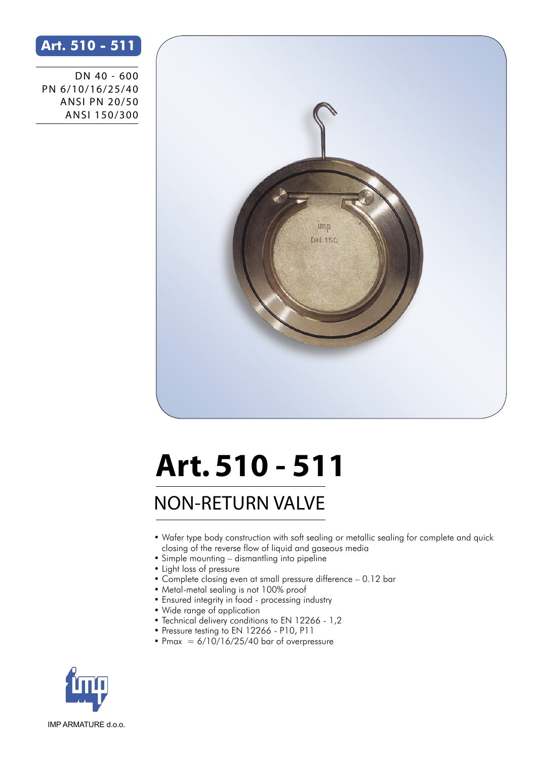Art. 510 - 511

DN 40 - 600
PN 6/10/16/25/40
ANSI PN 20/50
ANSI 150/300

# Art. 510 - 511

## NON-RETURN VALVE

- Wafer type body construction with soft sealing or metallic sealing for complete and quick closing of the reverse flow of liquid and gaseous media
- Simple mounting – dismantling into pipeline
- Light loss of pressure
- Complete closing even at small pressure difference – 0.12 bar
- Metal-metal sealing is not 100% proof
- Ensured integrity in food - processing industry
- Wide range of application
- Technical delivery conditions to EN 12266 - 1,2
- Pressure testing to EN 12266 - P10, P11
- Pmax = 6/10/16/25/40 bar of overpressure

IMP ARMATURE d.o.o.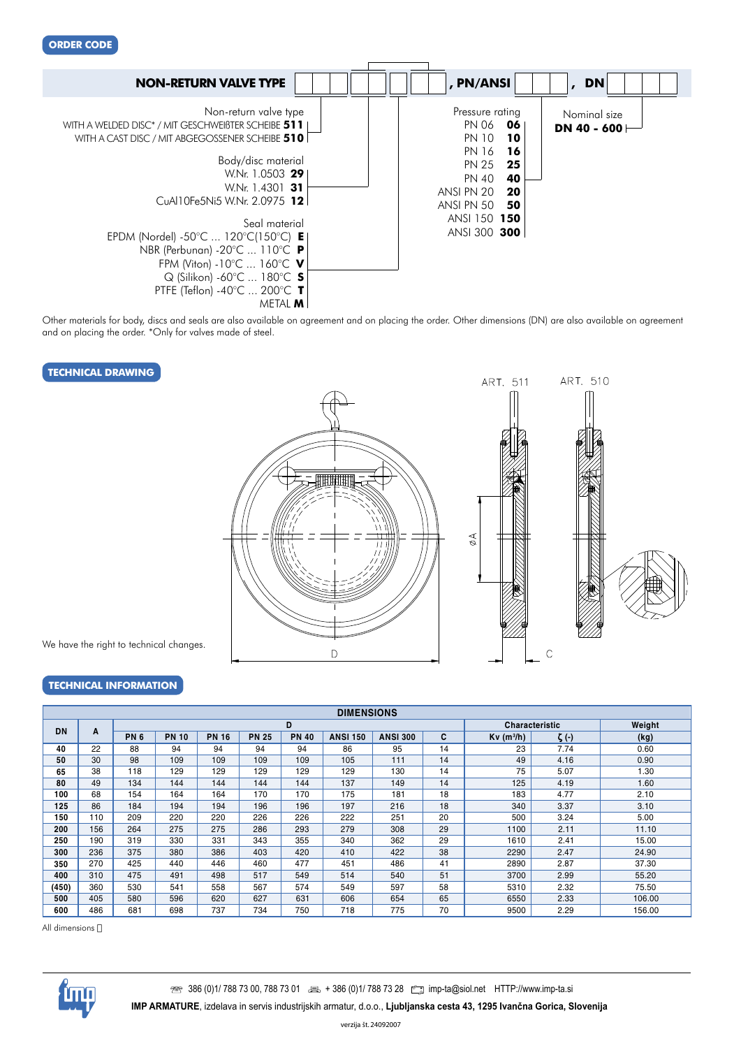## ORDER CODE

**NON-RETURN VALVE TYPE** [ ][ ][ ][ ] [ ][ ] [ ] [ ][ ] **, PN/ANSI** [ ][ ][ ] **, DN** [ ][ ][ ][ ]

Non-return valve type
- WITH A WELDED DISC* / MIT GESCHWEIßTER SCHEIBE **511**
- WITH A CAST DISC / MIT ABGEGOSSENER SCHEIBE **510**

Body/disc material
- W.Nr. 1.0503 **29**
- W.Nr. 1.4301 **31**
- CuAl10Fe5Ni5 W.Nr. 2.0975 **12**

Seal material
- EPDM (Nordel) -50°C ... 120°C(150°C) **E**
- NBR (Perbunan) -20°C ... 110°C **P**
- FPM (Viton) -10°C ... 160°C **V**
- Q (Silikon) -60°C ... 180°C **S**
- PTFE (Teflon) -40°C ... 200°C **T**
- METAL **M**

Pressure rating
- PN 06 **06**
- PN 10 **10**
- PN 16 **16**
- PN 25 **25**
- PN 40 **40**
- ANSI PN 20 **20**
- ANSI PN 50 **50**
- ANSI 150 **150**
- ANSI 300 **300**

Nominal size
- **DN 40 - 600**

Other materials for body, discs and seals are also available on agreement and on placing the order. Other dimensions (DN) are also available on agreement and on placing the order. *Only for valves made of steel.

## TECHNICAL DRAWING

ART. 511

ART. 510

ØA

D

C

We have the right to technical changes.

## TECHNICAL INFORMATION

| DIMENSIONS | | | | | | | | | | | Characteristic | | Weight |
|---|---|---|---|---|---|---|---|---|---|---|---|---|---|
| DN | A | D | | | | | | | | | | | |
| | | PN 6 | PN 10 | PN 16 | PN 25 | PN 40 | ANSI 150 | ANSI 300 | C | Kv (m³/h) | ζ (-) | (kg) |
| 40 | 22 | 88 | 94 | 94 | 94 | 94 | 86 | 95 | 14 | 23 | 7.74 | 0.60 |
| 50 | 30 | 98 | 109 | 109 | 109 | 109 | 105 | 111 | 14 | 49 | 4.16 | 0.90 |
| 65 | 38 | 118 | 129 | 129 | 129 | 129 | 129 | 130 | 14 | 75 | 5.07 | 1.30 |
| 80 | 49 | 134 | 144 | 144 | 144 | 144 | 137 | 149 | 14 | 125 | 4.19 | 1.60 |
| 100 | 68 | 154 | 164 | 164 | 170 | 170 | 175 | 181 | 18 | 183 | 4.77 | 2.10 |
| 125 | 86 | 184 | 194 | 194 | 196 | 196 | 197 | 216 | 18 | 340 | 3.37 | 3.10 |
| 150 | 110 | 209 | 220 | 220 | 226 | 226 | 222 | 251 | 20 | 500 | 3.24 | 5.00 |
| 200 | 156 | 264 | 275 | 275 | 286 | 293 | 279 | 308 | 29 | 1100 | 2.11 | 11.10 |
| 250 | 190 | 319 | 330 | 331 | 343 | 355 | 340 | 362 | 29 | 1610 | 2.41 | 15.00 |
| 300 | 236 | 375 | 380 | 386 | 403 | 420 | 410 | 422 | 38 | 2290 | 2.47 | 24.90 |
| 350 | 270 | 425 | 440 | 446 | 460 | 477 | 451 | 486 | 41 | 2890 | 2.87 | 37.30 |
| 400 | 310 | 475 | 491 | 498 | 517 | 549 | 514 | 540 | 51 | 3700 | 2.99 | 55.20 |
| (450) | 360 | 530 | 541 | 558 | 567 | 574 | 549 | 597 | 58 | 5310 | 2.32 | 75.50 |
| 500 | 405 | 580 | 596 | 620 | 627 | 631 | 606 | 654 | 65 | 6550 | 2.33 | 106.00 |
| 600 | 486 | 681 | 698 | 737 | 734 | 750 | 718 | 775 | 70 | 9500 | 2.29 | 156.00 |

All dimensions □

386 (0)1/ 788 73 00, 788 73 01 + 386 (0)1/ 788 73 28 imp-ta@siol.net HTTP://www.imp-ta.si

**IMP ARMATURE**, izdelava in servis industrijskih armatur, d.o.o., **Ljubljanska cesta 43, 1295 Ivančna Gorica, Slovenija**

verzija št. 24092007